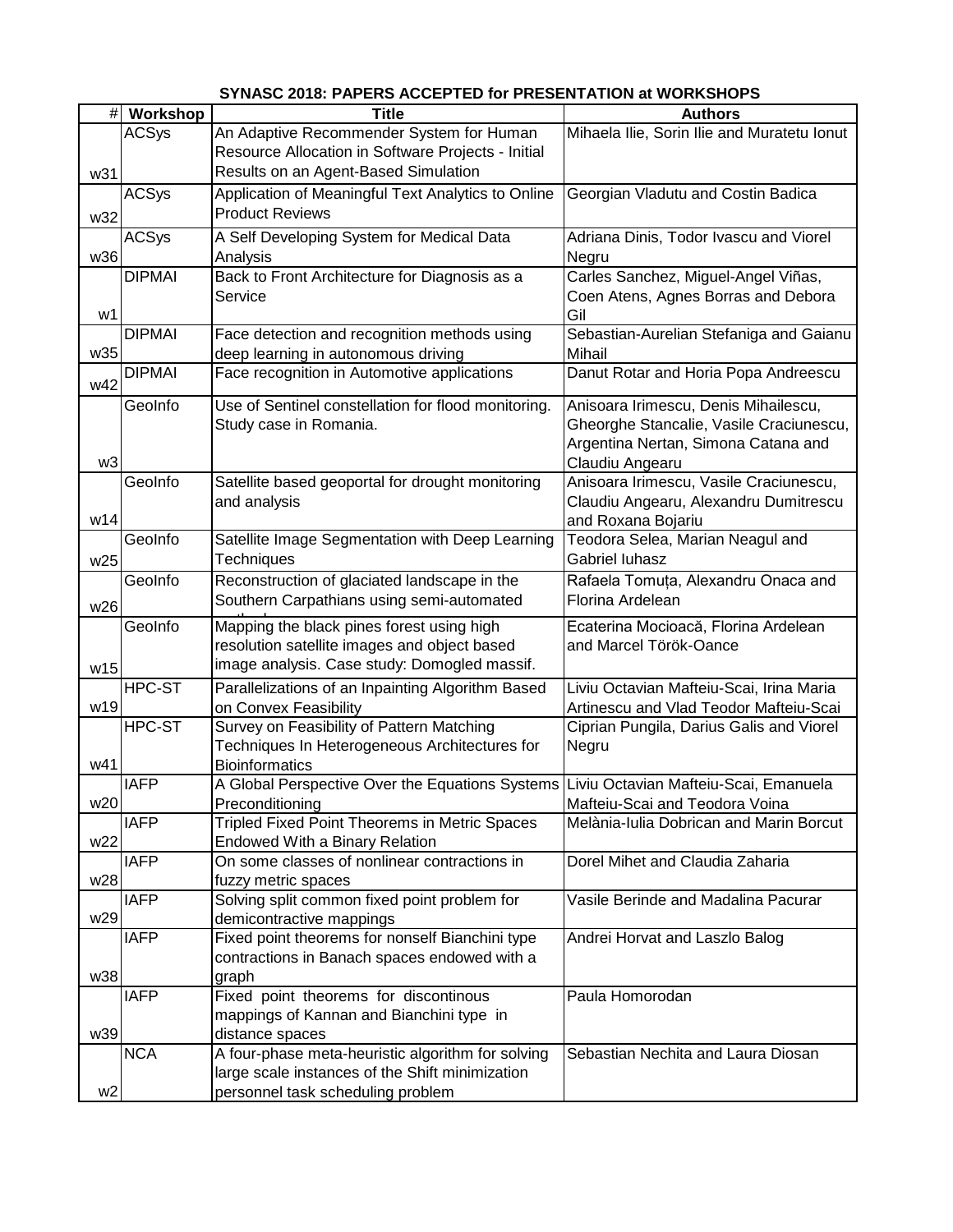**SYNASC 2018: PAPERS ACCEPTED for PRESENTATION at WORKSHOPS**

| # | Workshop | Title | Authors |
|---|---|---|---|
| w31 | ACSys | An Adaptive Recommender System for Human Resource Allocation in Software Projects - Initial Results on an Agent-Based Simulation | Mihaela Ilie, Sorin Ilie and Muratetu Ionut |
| w32 | ACSys | Application of Meaningful Text Analytics to Online Product Reviews | Georgian Vladutu and Costin Badica |
| w36 | ACSys | A Self Developing System for Medical Data Analysis | Adriana Dinis, Todor Ivascu and Viorel Negru |
| w1 | DIPMAI | Back to Front Architecture for Diagnosis as a Service | Carles Sanchez, Miguel-Angel Viñas, Coen Atens, Agnes Borras and Debora Gil |
| w35 | DIPMAI | Face detection and recognition methods using deep learning in autonomous driving | Sebastian-Aurelian Stefaniga and Gaianu Mihail |
| w42 | DIPMAI | Face recognition in Automotive applications | Danut Rotar and Horia Popa Andreescu |
| w3 | GeoInfo | Use of Sentinel constellation for flood monitoring. Study case in Romania. | Anisoara Irimescu, Denis Mihailescu, Gheorghe Stancalie, Vasile Craciunescu, Argentina Nertan, Simona Catana and Claudiu Angearu |
| w14 | GeoInfo | Satellite based geoportal for drought monitoring and analysis | Anisoara Irimescu, Vasile Craciunescu, Claudiu Angearu, Alexandru Dumitrescu and Roxana Bojariu |
| w25 | GeoInfo | Satellite Image Segmentation with Deep Learning Techniques | Teodora Selea, Marian Neagul and Gabriel Iuhasz |
| w26 | GeoInfo | Reconstruction of glaciated landscape in the Southern Carpathians using semi-automated methods | Rafaela Tomuța, Alexandru Onaca and Florina Ardelean |
| w15 | GeoInfo | Mapping the black pines forest using high resolution satellite images and object based image analysis. Case study: Domogled massif. | Ecaterina Mocioacă, Florina Ardelean and Marcel Török-Oance |
| w19 | HPC-ST | Parallelizations of an Inpainting Algorithm Based on Convex Feasibility | Liviu Octavian Mafteiu-Scai, Irina Maria Artinescu and Vlad Teodor Mafteiu-Scai |
| w41 | HPC-ST | Survey on Feasibility of Pattern Matching Techniques In Heterogeneous Architectures for Bioinformatics | Ciprian Pungila, Darius Galis and Viorel Negru |
| w20 | IAFP | A Global Perspective Over the Equations Systems Preconditioning | Liviu Octavian Mafteiu-Scai, Emanuela Mafteiu-Scai and Teodora Voina |
| w22 | IAFP | Tripled Fixed Point Theorems in Metric Spaces Endowed With a Binary Relation | Melània-Iulia Dobrican and Marin Borcut |
| w28 | IAFP | On some classes of nonlinear contractions in fuzzy metric spaces | Dorel Mihet and Claudia Zaharia |
| w29 | IAFP | Solving split common fixed point problem for demicontractive mappings | Vasile Berinde and Madalina Pacurar |
| w38 | IAFP | Fixed point theorems for nonself Bianchini type contractions in Banach spaces endowed with a graph | Andrei Horvat and Laszlo Balog |
| w39 | IAFP | Fixed point theorems for discontinous mappings of Kannan and Bianchini type in distance spaces | Paula Homorodan |
| w2 | NCA | A four-phase meta-heuristic algorithm for solving large scale instances of the Shift minimization personnel task scheduling problem | Sebastian Nechita and Laura Diosan |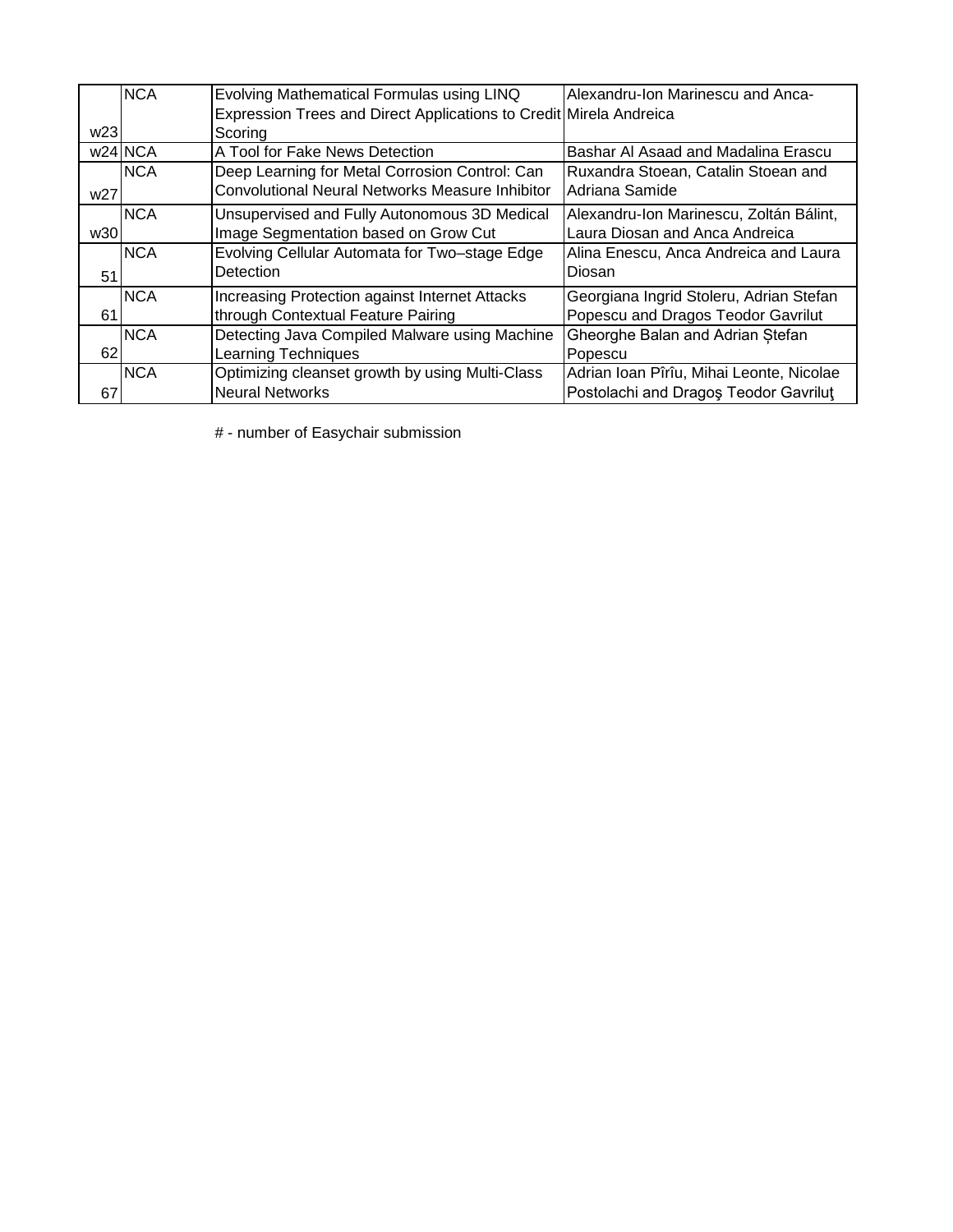| | | | |
|---|---|---|---|
| w23 | NCA | Evolving Mathematical Formulas using LINQ Expression Trees and Direct Applications to Credit Scoring | Alexandru-Ion Marinescu and Anca-Mirela Andreica |
| w24 | NCA | A Tool for Fake News Detection | Bashar Al Asaad and Madalina Erascu |
| w27 | NCA | Deep Learning for Metal Corrosion Control: Can Convolutional Neural Networks Measure Inhibitor | Ruxandra Stoean, Catalin Stoean and Adriana Samide |
| w30 | NCA | Unsupervised and Fully Autonomous 3D Medical Image Segmentation based on Grow Cut | Alexandru-Ion Marinescu, Zoltán Bálint, Laura Diosan and Anca Andreica |
| 51 | NCA | Evolving Cellular Automata for Two–stage Edge Detection | Alina Enescu, Anca Andreica and Laura Diosan |
| 61 | NCA | Increasing Protection against Internet Attacks through Contextual Feature Pairing | Georgiana Ingrid Stoleru, Adrian Stefan Popescu and Dragos Teodor Gavrilut |
| 62 | NCA | Detecting Java Compiled Malware using Machine Learning Techniques | Gheorghe Balan and Adrian Ștefan Popescu |
| 67 | NCA | Optimizing cleanset growth by using Multi-Class Neural Networks | Adrian Ioan Pîrîu, Mihai Leonte, Nicolae Postolachi and Dragoş Teodor Gavriluţ |

# - number of Easychair submission